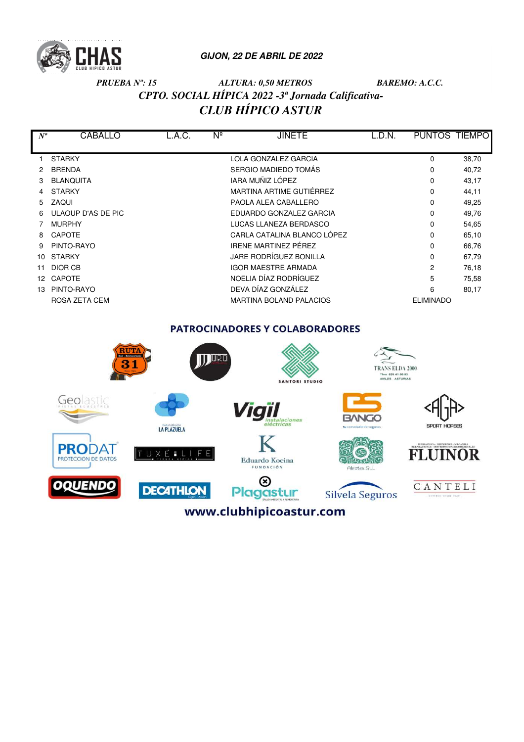**GIJON, 22 DE ABRIL DE 2022**

*PRUEBA Nº: 15* *ALTURA: 0,50 METROS* *BAREMO: A.C.C.*

## *CPTO. SOCIAL HÍPICA 2022 -3ª Jornada Calificativa-*

## *CLUB HÍPICO ASTUR*

| Nº | CABALLO | L.A.C. | Nº | JINETE | L.D.N. | PUNTOS | TIEMPO |
|---|---|---|---|---|---|---|---|
| 1 | STARKY | | | LOLA GONZALEZ GARCIA | | 0 | 38,70 |
| 2 | BRENDA | | | SERGIO MADIEDO TOMÁS | | 0 | 40,72 |
| 3 | BLANQUITA | | | IARA MUÑIZ LÓPEZ | | 0 | 43,17 |
| 4 | STARKY | | | MARTINA ARTIME GUTIÉRREZ | | 0 | 44,11 |
| 5 | ZAQUI | | | PAOLA ALEA CABALLERO | | 0 | 49,25 |
| 6 | ULAOUP D'AS DE PIC | | | EDUARDO GONZALEZ GARCIA | | 0 | 49,76 |
| 7 | MURPHY | | | LUCAS LLANEZA BERDASCO | | 0 | 54,65 |
| 8 | CAPOTE | | | CARLA CATALINA BLANCO LÓPEZ | | 0 | 65,10 |
| 9 | PINTO-RAYO | | | IRENE MARTINEZ PÉREZ | | 0 | 66,76 |
| 10 | STARKY | | | JARE RODRÍGUEZ BONILLA | | 0 | 67,79 |
| 11 | DIOR CB | | | IGOR MAESTRE ARMADA | | 2 | 76,18 |
| 12 | CAPOTE | | | NOELIA DÍAZ RODRÍGUEZ | | 5 | 75,58 |
| 13 | PINTO-RAYO | | | DEVA DÍAZ GONZÁLEZ | | 6 | 80,17 |
| | ROSA ZETA CEM | | | MARTINA BOLAND PALACIOS | | ELIMINADO | |

**PATROCINADORES Y COLABORADORES**

www.clubhipicoastur.com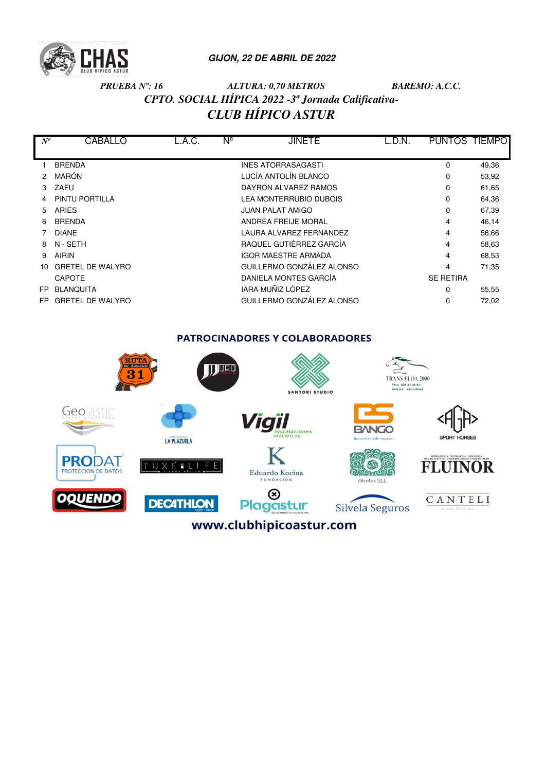**GIJON, 22 DE ABRIL DE 2022**

*PRUEBA Nº: 16* *ALTURA: 0,70 METROS* *BAREMO: A.C.C.*

## *CPTO. SOCIAL HÍPICA 2022 -3ª Jornada Calificativa-*

## *CLUB HÍPICO ASTUR*

| Nº | CABALLO | L.A.C. | Nº | JINETE | L.D.N. | PUNTOS | TIEMPO |
|---|---|---|---|---|---|---|---|
| 1 | BRENDA | | | INES ATORRASAGASTI | | 0 | 49,36 |
| 2 | MARÓN | | | LUCÍA ANTOLÍN BLANCO | | 0 | 53,92 |
| 3 | ZAFU | | | DAYRON ALVAREZ RAMOS | | 0 | 61,65 |
| 4 | PINTU PORTILLA | | | LEA MONTERRUBIO DUBOIS | | 0 | 64,36 |
| 5 | ARIES | | | JUAN PALAT AMIGO | | 0 | 67,39 |
| 6 | BRENDA | | | ANDREA FREIJE MORAL | | 4 | 46,14 |
| 7 | DIANE | | | LAURA ALVAREZ FERNANDEZ | | 4 | 56,66 |
| 8 | N - SETH | | | RAQUEL GUTIÉRREZ GARCÍA | | 4 | 58,63 |
| 9 | AIRIN | | | IGOR MAESTRE ARMADA | | 4 | 68,53 |
| 10 | GRETEL DE WALYRO | | | GUILLERMO GONZÁLEZ ALONSO | | 4 | 71,35 |
| | CAPOTE | | | DANIELA MONTES GARCÍA | | SE RETIRA | |
| FP | BLANQUITA | | | IARA MUÑIZ LÓPEZ | | 0 | 55,55 |
| FP | GRETEL DE WALYRO | | | GUILLERMO GONZÁLEZ ALONSO | | 0 | 72,02 |

**PATROCINADORES Y COLABORADORES**

www.clubhipicoastur.com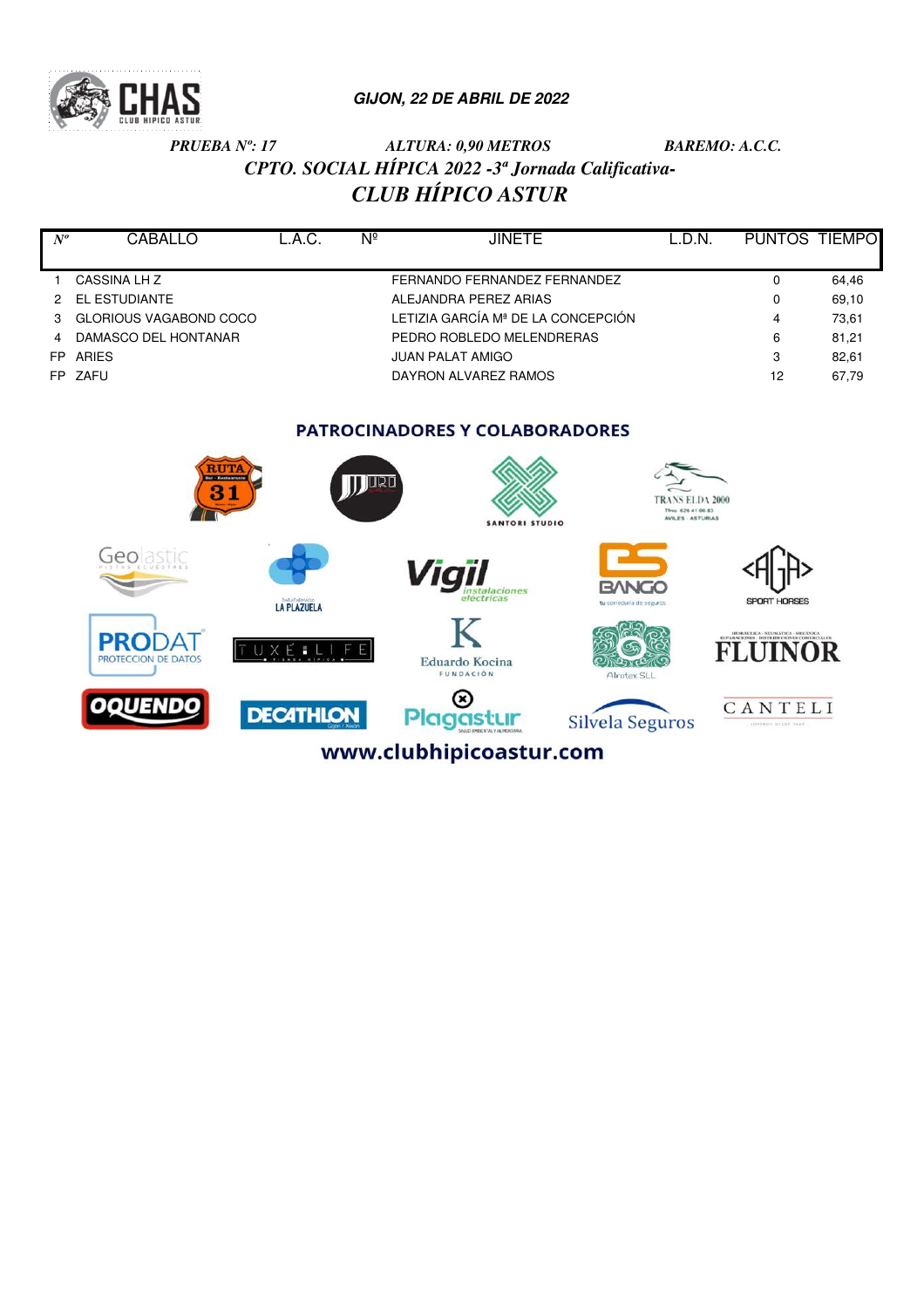**GIJON, 22 DE ABRIL DE 2022**

***PRUEBA Nº: 17*** ***ALTURA: 0,90 METROS*** ***BAREMO: A.C.C.***

## *CPTO. SOCIAL HÍPICA 2022 -3ª Jornada Calificativa-*

## *CLUB HÍPICO ASTUR*

| Nº | CABALLO | L.A.C. | Nº | JINETE | L.D.N. | PUNTOS | TIEMPO |
|---|---|---|---|---|---|---|---|
| 1 | CASSINA LH Z | | | FERNANDO FERNANDEZ FERNANDEZ | | 0 | 64,46 |
| 2 | EL ESTUDIANTE | | | ALEJANDRA PEREZ ARIAS | | 0 | 69,10 |
| 3 | GLORIOUS VAGABOND COCO | | | LETIZIA GARCÍA Mª DE LA CONCEPCIÓN | | 4 | 73,61 |
| 4 | DAMASCO DEL HONTANAR | | | PEDRO ROBLEDO MELENDRERAS | | 6 | 81,21 |
| FP | ARIES | | | JUAN PALAT AMIGO | | 3 | 82,61 |
| FP | ZAFU | | | DAYRON ALVAREZ RAMOS | | 12 | 67,79 |

**PATROCINADORES Y COLABORADORES**

www.clubhipicoastur.com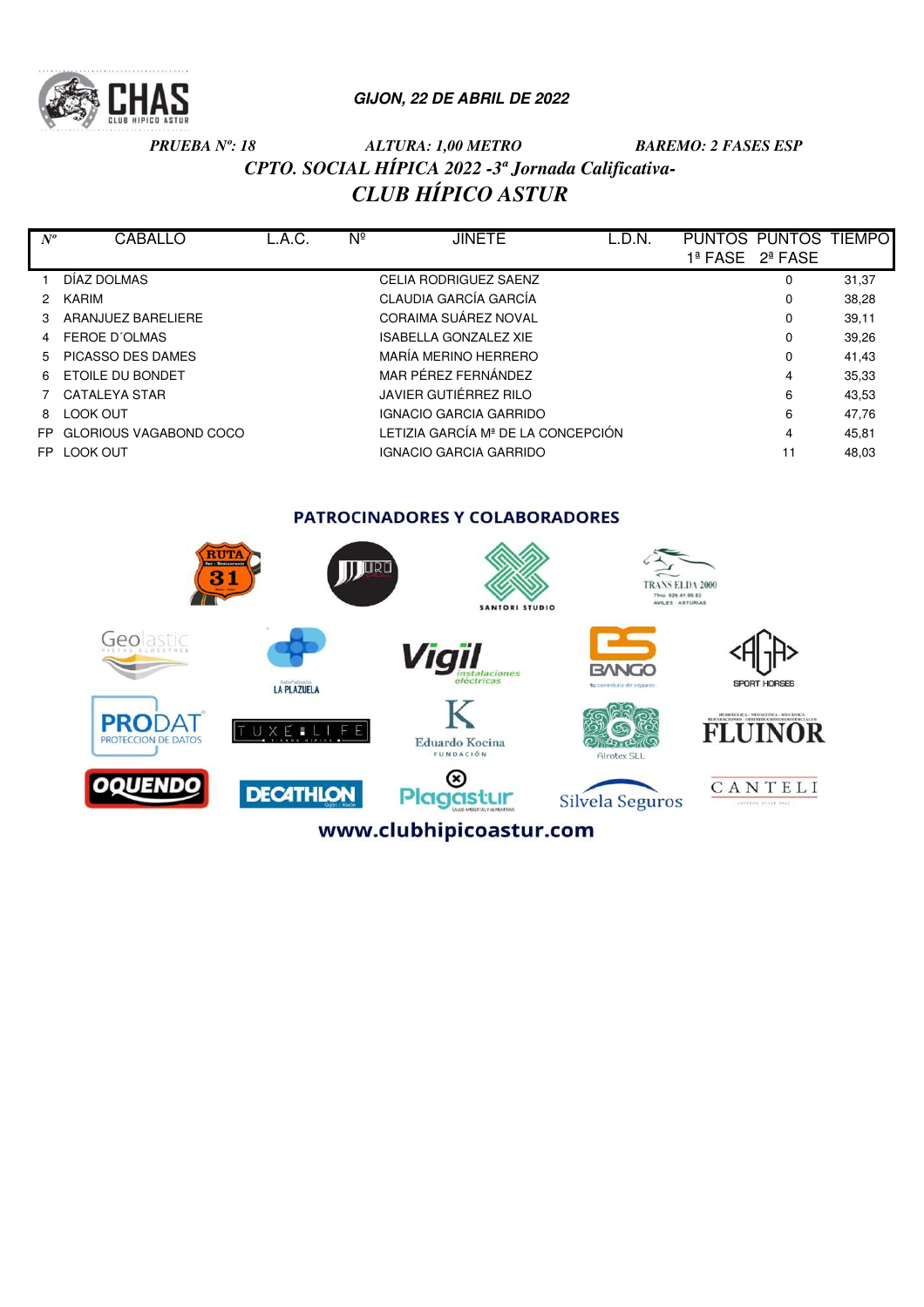**GIJON, 22 DE ABRIL DE 2022**

***PRUEBA Nº: 18*** ***ALTURA: 1,00 METRO*** ***BAREMO: 2 FASES ESP***

## *CPTO. SOCIAL HÍPICA 2022 -3ª Jornada Calificativa-*

## *CLUB HÍPICO ASTUR*

| Nº | CABALLO | L.A.C. | Nº | JINETE | L.D.N. | PUNTOS 1ª FASE | PUNTOS 2ª FASE | TIEMPO |
|---|---|---|---|---|---|---|---|---|
| 1 | DÍAZ DOLMAS | | | CELIA RODRIGUEZ SAENZ | | | 0 | 31,37 |
| 2 | KARIM | | | CLAUDIA GARCÍA GARCÍA | | | 0 | 38,28 |
| 3 | ARANJUEZ BARELIERE | | | CORAIMA SUÁREZ NOVAL | | | 0 | 39,11 |
| 4 | FEROE D´OLMAS | | | ISABELLA GONZALEZ XIE | | | 0 | 39,26 |
| 5 | PICASSO DES DAMES | | | MARÍA MERINO HERRERO | | | 0 | 41,43 |
| 6 | ETOILE DU BONDET | | | MAR PÉREZ FERNÁNDEZ | | | 4 | 35,33 |
| 7 | CATALEYA STAR | | | JAVIER GUTIÉRREZ RILO | | | 6 | 43,53 |
| 8 | LOOK OUT | | | IGNACIO GARCIA GARRIDO | | | 6 | 47,76 |
| FP | GLORIOUS VAGABOND COCO | | | LETIZIA GARCÍA Mª DE LA CONCEPCIÓN | | | 4 | 45,81 |
| FP | LOOK OUT | | | IGNACIO GARCIA GARRIDO | | | 11 | 48,03 |

**PATROCINADORES Y COLABORADORES**

www.clubhipicoastur.com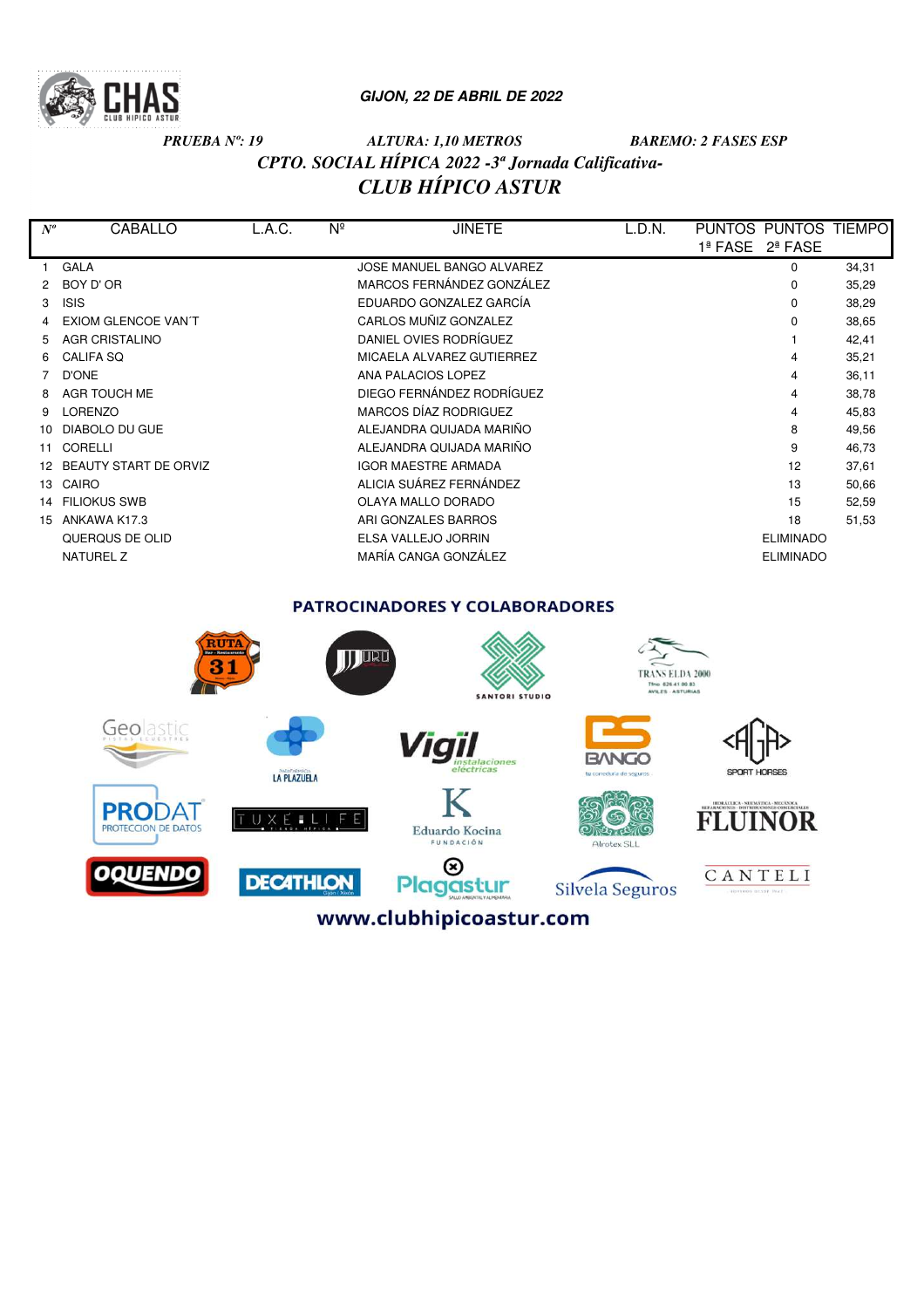**GIJON, 22 DE ABRIL DE 2022**

*PRUEBA Nº: 19* *ALTURA: 1,10 METROS* *BAREMO: 2 FASES ESP*

## *CPTO. SOCIAL HÍPICA 2022 -3ª Jornada Calificativa-*

## *CLUB HÍPICO ASTUR*

| Nº | CABALLO | L.A.C. | Nº | JINETE | L.D.N. | PUNTOS 1ª FASE | PUNTOS 2ª FASE | TIEMPO |
|---|---|---|---|---|---|---|---|---|
| 1 | GALA | | | JOSE MANUEL BANGO ALVAREZ | | | 0 | 34,31 |
| 2 | BOY D' OR | | | MARCOS FERNÁNDEZ GONZÁLEZ | | | 0 | 35,29 |
| 3 | ISIS | | | EDUARDO GONZALEZ GARCÍA | | | 0 | 38,29 |
| 4 | EXIOM GLENCOE VAN´T | | | CARLOS MUÑIZ GONZALEZ | | | 0 | 38,65 |
| 5 | AGR CRISTALINO | | | DANIEL OVIES RODRÍGUEZ | | | 1 | 42,41 |
| 6 | CALIFA SQ | | | MICAELA ALVAREZ GUTIERREZ | | | 4 | 35,21 |
| 7 | D'ONE | | | ANA PALACIOS LOPEZ | | | 4 | 36,11 |
| 8 | AGR TOUCH ME | | | DIEGO FERNÁNDEZ RODRÍGUEZ | | | 4 | 38,78 |
| 9 | LORENZO | | | MARCOS DÍAZ RODRIGUEZ | | | 4 | 45,83 |
| 10 | DIABOLO DU GUE | | | ALEJANDRA QUIJADA MARIÑO | | | 8 | 49,56 |
| 11 | CORELLI | | | ALEJANDRA QUIJADA MARIÑO | | | 9 | 46,73 |
| 12 | BEAUTY START DE ORVIZ | | | IGOR MAESTRE ARMADA | | | 12 | 37,61 |
| 13 | CAIRO | | | ALICIA SUÁREZ FERNÁNDEZ | | | 13 | 50,66 |
| 14 | FILIOKUS SWB | | | OLAYA MALLO DORADO | | | 15 | 52,59 |
| 15 | ANKAWA K17.3 | | | ARI GONZALES BARROS | | | 18 | 51,53 |
| | QUERQUS DE OLID | | | ELSA VALLEJO JORRIN | | | ELIMINADO | |
| | NATUREL Z | | | MARÍA CANGA GONZÁLEZ | | | ELIMINADO | |

**PATROCINADORES Y COLABORADORES**

www.clubhipicoastur.com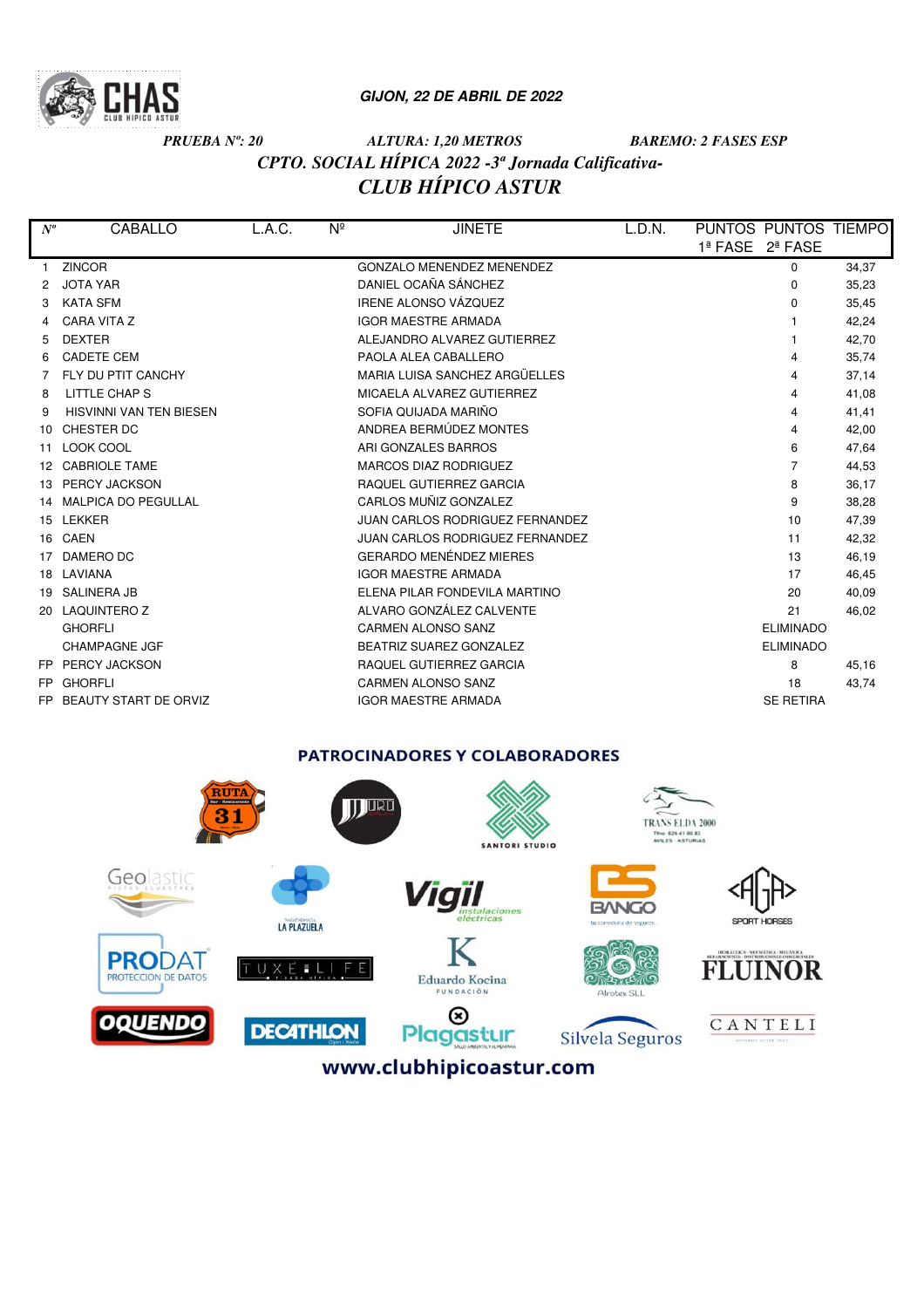**GIJON, 22 DE ABRIL DE 2022**

*PRUEBA Nº: 20* *ALTURA: 1,20 METROS* *BAREMO: 2 FASES ESP*

## *CPTO. SOCIAL HÍPICA 2022 -3ª Jornada Calificativa-*

## *CLUB HÍPICO ASTUR*

| Nº | CABALLO | L.A.C. | Nº | JINETE | L.D.N. | PUNTOS 1ª FASE | PUNTOS 2ª FASE | TIEMPO |
|---|---|---|---|---|---|---|---|---|
| 1 | ZINCOR | | | GONZALO MENENDEZ MENENDEZ | | | 0 | 34,37 |
| 2 | JOTA YAR | | | DANIEL OCAÑA SÁNCHEZ | | | 0 | 35,23 |
| 3 | KATA SFM | | | IRENE ALONSO VÁZQUEZ | | | 0 | 35,45 |
| 4 | CARA VITA Z | | | IGOR MAESTRE ARMADA | | | 1 | 42,24 |
| 5 | DEXTER | | | ALEJANDRO ALVAREZ GUTIERREZ | | | 1 | 42,70 |
| 6 | CADETE CEM | | | PAOLA ALEA CABALLERO | | | 4 | 35,74 |
| 7 | FLY DU PTIT CANCHY | | | MARIA LUISA SANCHEZ ARGÜELLES | | | 4 | 37,14 |
| 8 | LITTLE CHAP S | | | MICAELA ALVAREZ GUTIERREZ | | | 4 | 41,08 |
| 9 | HISVINNI VAN TEN BIESEN | | | SOFIA QUIJADA MARIÑO | | | 4 | 41,41 |
| 10 | CHESTER DC | | | ANDREA BERMÚDEZ MONTES | | | 4 | 42,00 |
| 11 | LOOK COOL | | | ARI GONZALES BARROS | | | 6 | 47,64 |
| 12 | CABRIOLE TAME | | | MARCOS DIAZ RODRIGUEZ | | | 7 | 44,53 |
| 13 | PERCY JACKSON | | | RAQUEL GUTIERREZ GARCIA | | | 8 | 36,17 |
| 14 | MALPICA DO PEGULLAL | | | CARLOS MUÑIZ GONZALEZ | | | 9 | 38,28 |
| 15 | LEKKER | | | JUAN CARLOS RODRIGUEZ FERNANDEZ | | | 10 | 47,39 |
| 16 | CAEN | | | JUAN CARLOS RODRIGUEZ FERNANDEZ | | | 11 | 42,32 |
| 17 | DAMERO DC | | | GERARDO MENÉNDEZ MIERES | | | 13 | 46,19 |
| 18 | LAVIANA | | | IGOR MAESTRE ARMADA | | | 17 | 46,45 |
| 19 | SALINERA JB | | | ELENA PILAR FONDEVILA MARTINO | | | 20 | 40,09 |
| 20 | LAQUINTERO Z | | | ALVARO GONZÁLEZ CALVENTE | | | 21 | 46,02 |
| | GHORFLI | | | CARMEN ALONSO SANZ | | | ELIMINADO | |
| | CHAMPAGNE JGF | | | BEATRIZ SUAREZ GONZALEZ | | | ELIMINADO | |
| FP | PERCY JACKSON | | | RAQUEL GUTIERREZ GARCIA | | | 8 | 45,16 |
| FP | GHORFLI | | | CARMEN ALONSO SANZ | | | 18 | 43,74 |
| FP | BEAUTY START DE ORVIZ | | | IGOR MAESTRE ARMADA | | | SE RETIRA | |

**PATROCINADORES Y COLABORADORES**

www.clubhipicoastur.com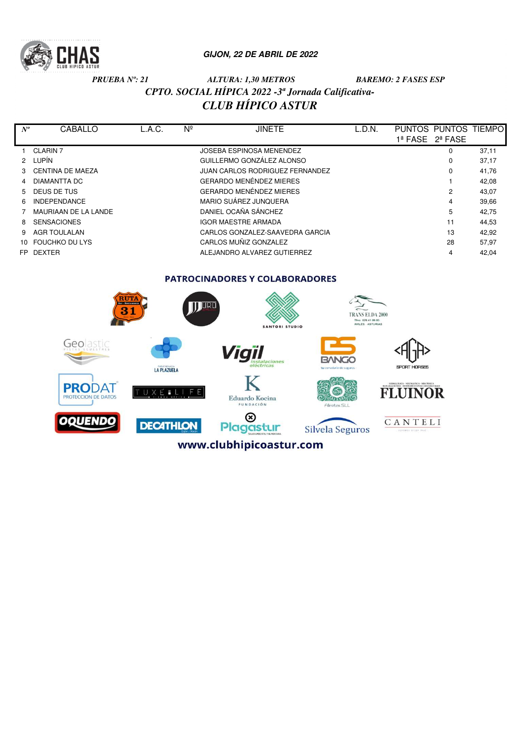**GIJON, 22 DE ABRIL DE 2022**

***PRUEBA Nº: 21*** ***ALTURA: 1,30 METROS*** ***BAREMO: 2 FASES ESP***

## *CPTO. SOCIAL HÍPICA 2022 -3ª Jornada Calificativa-*

## *CLUB HÍPICO ASTUR*

| Nº | CABALLO | L.A.C. | Nº | JINETE | L.D.N. | PUNTOS 1ª FASE | PUNTOS 2ª FASE | TIEMPO |
|---|---|---|---|---|---|---|---|---|
| 1 | CLARIN 7 | | | JOSEBA ESPINOSA MENENDEZ | | | 0 | 37,11 |
| 2 | LUPÍN | | | GUILLERMO GONZÁLEZ ALONSO | | | 0 | 37,17 |
| 3 | CENTINA DE MAEZA | | | JUAN CARLOS RODRIGUEZ FERNANDEZ | | | 0 | 41,76 |
| 4 | DIAMANTTA DC | | | GERARDO MENÉNDEZ MIERES | | | 1 | 42,08 |
| 5 | DEUS DE TUS | | | GERARDO MENÉNDEZ MIERES | | | 2 | 43,07 |
| 6 | INDEPENDANCE | | | MARIO SUÁREZ JUNQUERA | | | 4 | 39,66 |
| 7 | MAURIAAN DE LA LANDE | | | DANIEL OCAÑA SÁNCHEZ | | | 5 | 42,75 |
| 8 | SENSACIONES | | | IGOR MAESTRE ARMADA | | | 11 | 44,53 |
| 9 | AGR TOULALAN | | | CARLOS GONZALEZ-SAAVEDRA GARCIA | | | 13 | 42,92 |
| 10 | FOUCHKO DU LYS | | | CARLOS MUÑIZ GONZALEZ | | | 28 | 57,97 |
| FP | DEXTER | | | ALEJANDRO ALVAREZ GUTIERREZ | | | 4 | 42,04 |

**PATROCINADORES Y COLABORADORES**

**www.clubhipicoastur.com**